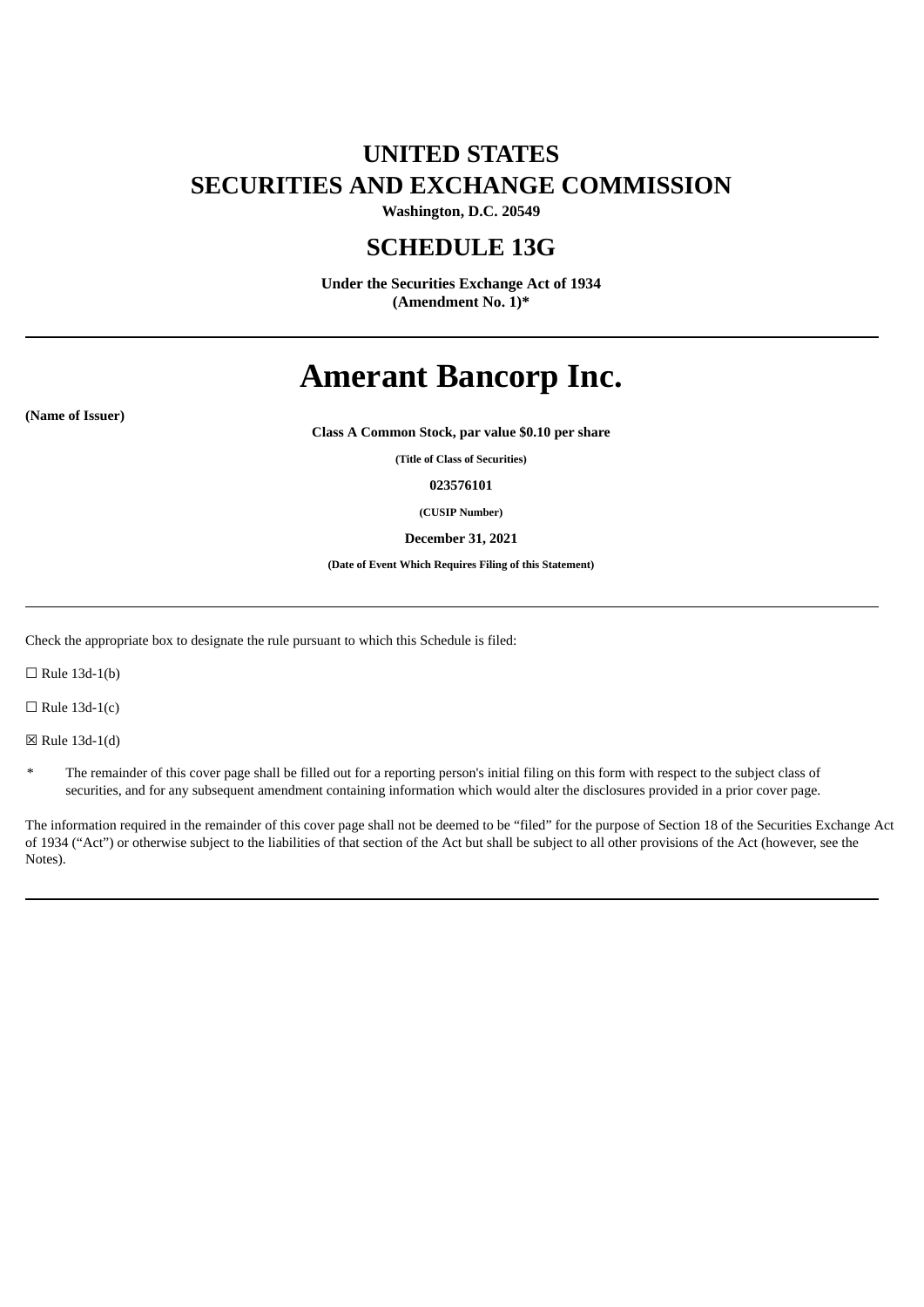# UNITED STATES
# SECURITIES AND EXCHANGE COMMISSION

**Washington, D.C. 20549**

## SCHEDULE 13G

**Under the Securities Exchange Act of 1934**
**(Amendment No. 1)***

---

# Amerant Bancorp Inc.

**(Name of Issuer)**

**Class A Common Stock, par value $0.10 per share**

**(Title of Class of Securities)**

**023576101**

**(CUSIP Number)**

**December 31, 2021**

**(Date of Event Which Requires Filing of this Statement)**

---

Check the appropriate box to designate the rule pursuant to which this Schedule is filed:

☐ Rule 13d-1(b)

☐ Rule 13d-1(c)

☒ Rule 13d-1(d)

* The remainder of this cover page shall be filled out for a reporting person's initial filing on this form with respect to the subject class of securities, and for any subsequent amendment containing information which would alter the disclosures provided in a prior cover page.

The information required in the remainder of this cover page shall not be deemed to be "filed" for the purpose of Section 18 of the Securities Exchange Act of 1934 ("Act") or otherwise subject to the liabilities of that section of the Act but shall be subject to all other provisions of the Act (however, see the Notes).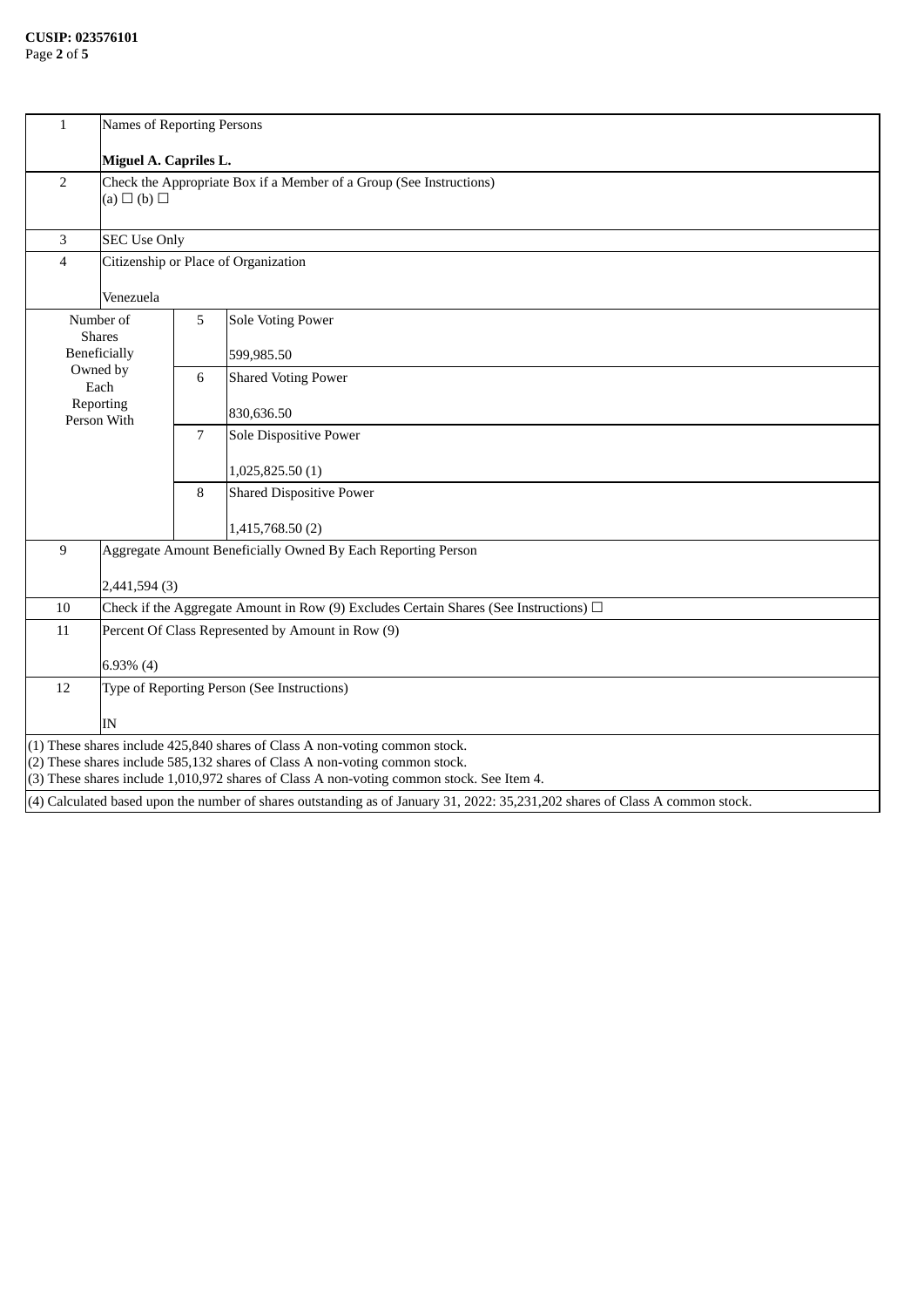**CUSIP: 023576101**

| | | | |
|---|---|---|---|
| 1 | Names of Reporting Persons<br><br>**Miguel A. Capriles L.** | | |
| 2 | Check the Appropriate Box if a Member of a Group (See Instructions)<br>(a) ☐ (b) ☐ | | |
| 3 | SEC Use Only | | |
| 4 | Citizenship or Place of Organization<br><br>Venezuela | | |
| Number of Shares Beneficially Owned by Each Reporting Person With | | 5 | Sole Voting Power<br><br>599,985.50 |
| | | 6 | Shared Voting Power<br><br>830,636.50 |
| | | 7 | Sole Dispositive Power<br><br>1,025,825.50 (1) |
| | | 8 | Shared Dispositive Power<br><br>1,415,768.50 (2) |
| 9 | Aggregate Amount Beneficially Owned By Each Reporting Person<br><br>2,441,594 (3) | | |
| 10 | Check if the Aggregate Amount in Row (9) Excludes Certain Shares (See Instructions) ☐ | | |
| 11 | Percent Of Class Represented by Amount in Row (9)<br><br>6.93% (4) | | |
| 12 | Type of Reporting Person (See Instructions)<br><br>IN | | |

(1) These shares include 425,840 shares of Class A non-voting common stock.
(2) These shares include 585,132 shares of Class A non-voting common stock.
(3) These shares include 1,010,972 shares of Class A non-voting common stock. See Item 4.

(4) Calculated based upon the number of shares outstanding as of January 31, 2022: 35,231,202 shares of Class A common stock.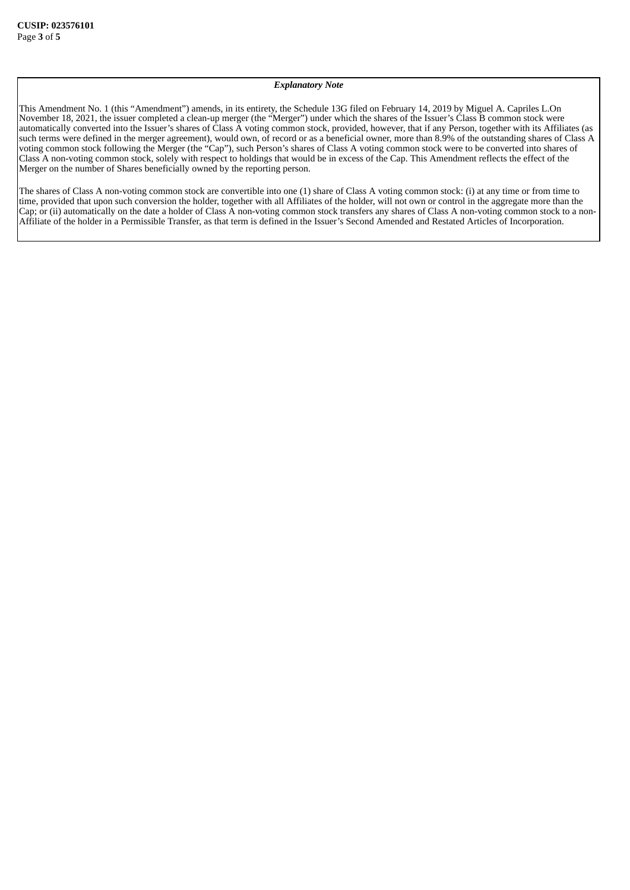***Explanatory Note***

This Amendment No. 1 (this "Amendment") amends, in its entirety, the Schedule 13G filed on February 14, 2019 by Miguel A. Capriles L.On November 18, 2021, the issuer completed a clean-up merger (the "Merger") under which the shares of the Issuer's Class B common stock were automatically converted into the Issuer's shares of Class A voting common stock, provided, however, that if any Person, together with its Affiliates (as such terms were defined in the merger agreement), would own, of record or as a beneficial owner, more than 8.9% of the outstanding shares of Class A voting common stock following the Merger (the "Cap"), such Person's shares of Class A voting common stock were to be converted into shares of Class A non-voting common stock, solely with respect to holdings that would be in excess of the Cap. This Amendment reflects the effect of the Merger on the number of Shares beneficially owned by the reporting person.

The shares of Class A non-voting common stock are convertible into one (1) share of Class A voting common stock: (i) at any time or from time to time, provided that upon such conversion the holder, together with all Affiliates of the holder, will not own or control in the aggregate more than the Cap; or (ii) automatically on the date a holder of Class A non-voting common stock transfers any shares of Class A non-voting common stock to a non-Affiliate of the holder in a Permissible Transfer, as that term is defined in the Issuer's Second Amended and Restated Articles of Incorporation.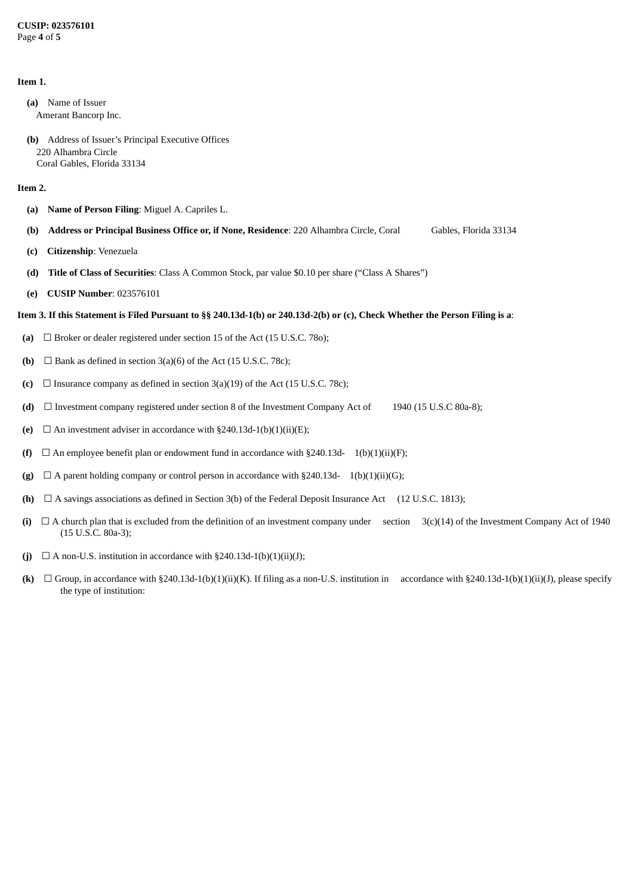**Item 1.**

**(a)** Name of Issuer
Amerant Bancorp Inc.

**(b)** Address of Issuer's Principal Executive Offices
220 Alhambra Circle
Coral Gables, Florida 33134

**Item 2.**

**(a)** **Name of Person Filing**: Miguel A. Capriles L.

**(b)** **Address or Principal Business Office or, if None, Residence**: 220 Alhambra Circle, Coral Gables, Florida 33134

**(c)** **Citizenship**: Venezuela

**(d)** **Title of Class of Securities**: Class A Common Stock, par value $0.10 per share ("Class A Shares")

**(e)** **CUSIP Number**: 023576101

**Item 3. If this Statement is Filed Pursuant to §§ 240.13d-1(b) or 240.13d-2(b) or (c), Check Whether the Person Filing is a**:

**(a)** ☐ Broker or dealer registered under section 15 of the Act (15 U.S.C. 78o);

**(b)** ☐ Bank as defined in section 3(a)(6) of the Act (15 U.S.C. 78c);

**(c)** ☐ Insurance company as defined in section 3(a)(19) of the Act (15 U.S.C. 78c);

**(d)** ☐ Investment company registered under section 8 of the Investment Company Act of 1940 (15 U.S.C 80a-8);

**(e)** ☐ An investment adviser in accordance with §240.13d-1(b)(1)(ii)(E);

**(f)** ☐ An employee benefit plan or endowment fund in accordance with §240.13d-1(b)(1)(ii)(F);

**(g)** ☐ A parent holding company or control person in accordance with §240.13d-1(b)(1)(ii)(G);

**(h)** ☐ A savings associations as defined in Section 3(b) of the Federal Deposit Insurance Act (12 U.S.C. 1813);

**(i)** ☐ A church plan that is excluded from the definition of an investment company under section 3(c)(14) of the Investment Company Act of 1940 (15 U.S.C. 80a-3);

**(j)** ☐ A non-U.S. institution in accordance with §240.13d-1(b)(1)(ii)(J);

**(k)** ☐ Group, in accordance with §240.13d-1(b)(1)(ii)(K). If filing as a non-U.S. institution in accordance with §240.13d-1(b)(1)(ii)(J), please specify the type of institution: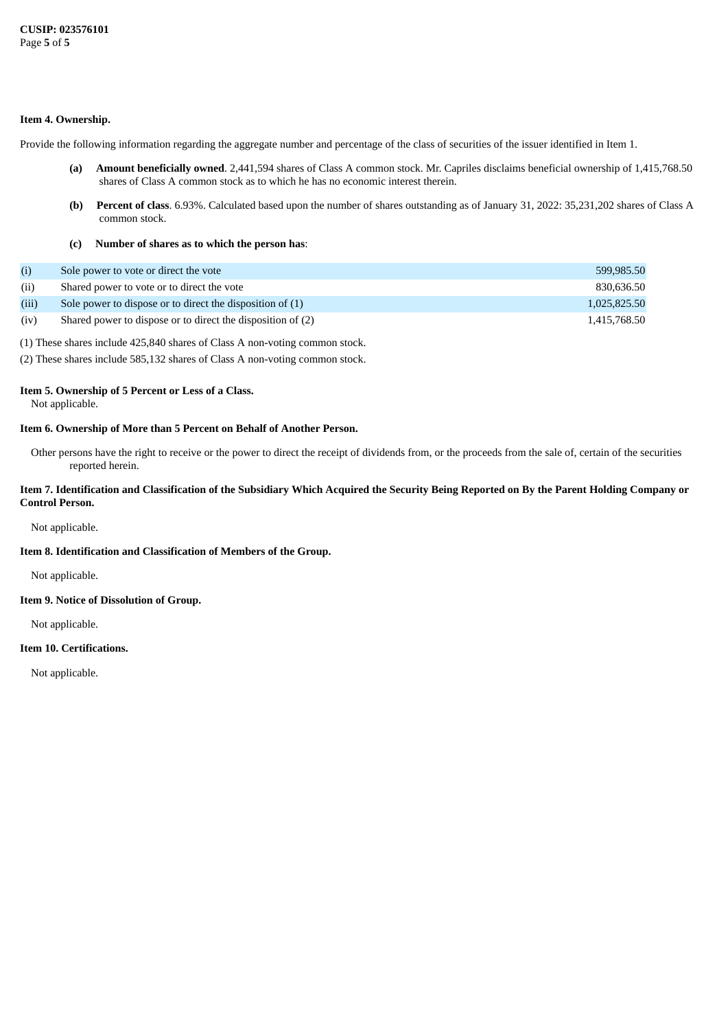**Item 4. Ownership.**

Provide the following information regarding the aggregate number and percentage of the class of securities of the issuer identified in Item 1.

**(a) Amount beneficially owned**. 2,441,594 shares of Class A common stock. Mr. Capriles disclaims beneficial ownership of 1,415,768.50 shares of Class A common stock as to which he has no economic interest therein.

**(b) Percent of class**. 6.93%. Calculated based upon the number of shares outstanding as of January 31, 2022: 35,231,202 shares of Class A common stock.

**(c) Number of shares as to which the person has**:

| | | |
|---|---|---|
| (i) | Sole power to vote or direct the vote | 599,985.50 |
| (ii) | Shared power to vote or to direct the vote | 830,636.50 |
| (iii) | Sole power to dispose or to direct the disposition of (1) | 1,025,825.50 |
| (iv) | Shared power to dispose or to direct the disposition of (2) | 1,415,768.50 |

(1) These shares include 425,840 shares of Class A non-voting common stock.

(2) These shares include 585,132 shares of Class A non-voting common stock.

**Item 5. Ownership of 5 Percent or Less of a Class.**

Not applicable.

**Item 6. Ownership of More than 5 Percent on Behalf of Another Person.**

Other persons have the right to receive or the power to direct the receipt of dividends from, or the proceeds from the sale of, certain of the securities reported herein.

**Item 7. Identification and Classification of the Subsidiary Which Acquired the Security Being Reported on By the Parent Holding Company or Control Person.**

Not applicable.

**Item 8. Identification and Classification of Members of the Group.**

Not applicable.

**Item 9. Notice of Dissolution of Group.**

Not applicable.

**Item 10. Certifications.**

Not applicable.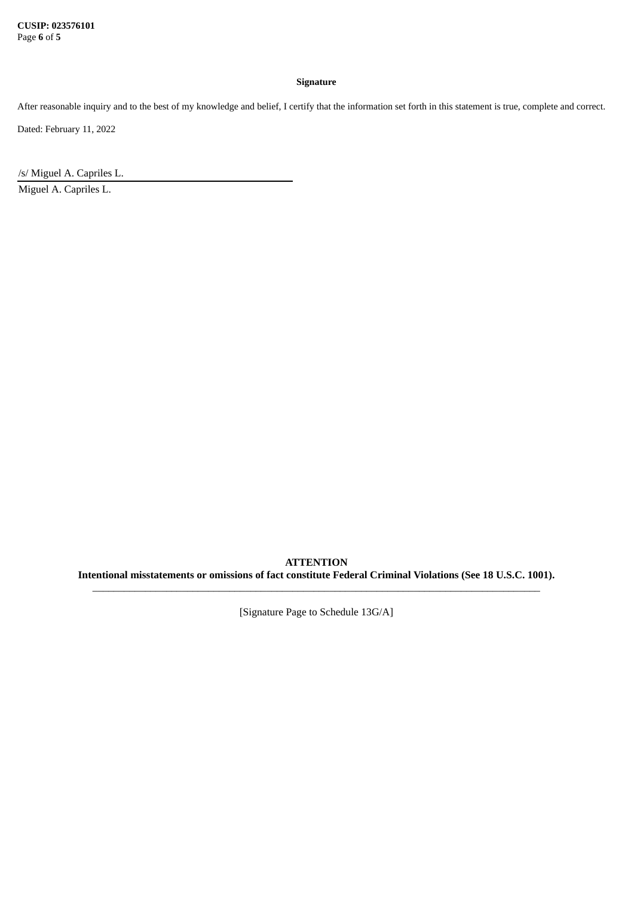**Signature**

After reasonable inquiry and to the best of my knowledge and belief, I certify that the information set forth in this statement is true, complete and correct.

Dated: February 11, 2022

/s/ Miguel A. Capriles L.

Miguel A. Capriles L.

**ATTENTION**

**Intentional misstatements or omissions of fact constitute Federal Criminal Violations (See 18 U.S.C. 1001).**

[Signature Page to Schedule 13G/A]